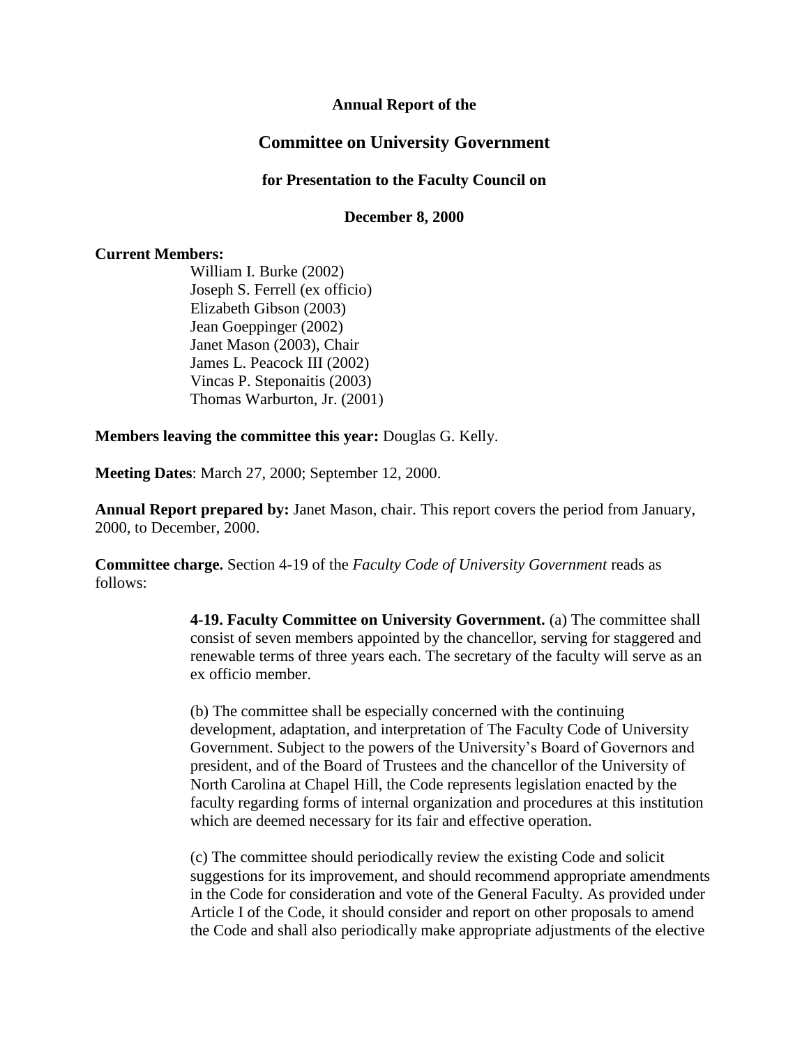**Annual Report of the**

# Committee on University Government

**for Presentation to the Faculty Council on**

**December 8, 2000**

**Current Members:**

William I. Burke (2002)
Joseph S. Ferrell (ex officio)
Elizabeth Gibson (2003)
Jean Goeppinger (2002)
Janet Mason (2003), Chair
James L. Peacock III (2002)
Vincas P. Steponaitis (2003)
Thomas Warburton, Jr. (2001)

**Members leaving the committee this year:** Douglas G. Kelly.

**Meeting Dates**: March 27, 2000; September 12, 2000.

**Annual Report prepared by:** Janet Mason, chair. This report covers the period from January, 2000, to December, 2000.

**Committee charge.** Section 4-19 of the *Faculty Code of University Government* reads as follows:

> **4-19. Faculty Committee on University Government.** (a) The committee shall consist of seven members appointed by the chancellor, serving for staggered and renewable terms of three years each. The secretary of the faculty will serve as an ex officio member.
>
> (b) The committee shall be especially concerned with the continuing development, adaptation, and interpretation of The Faculty Code of University Government. Subject to the powers of the University's Board of Governors and president, and of the Board of Trustees and the chancellor of the University of North Carolina at Chapel Hill, the Code represents legislation enacted by the faculty regarding forms of internal organization and procedures at this institution which are deemed necessary for its fair and effective operation.
>
> (c) The committee should periodically review the existing Code and solicit suggestions for its improvement, and should recommend appropriate amendments in the Code for consideration and vote of the General Faculty. As provided under Article I of the Code, it should consider and report on other proposals to amend the Code and shall also periodically make appropriate adjustments of the elective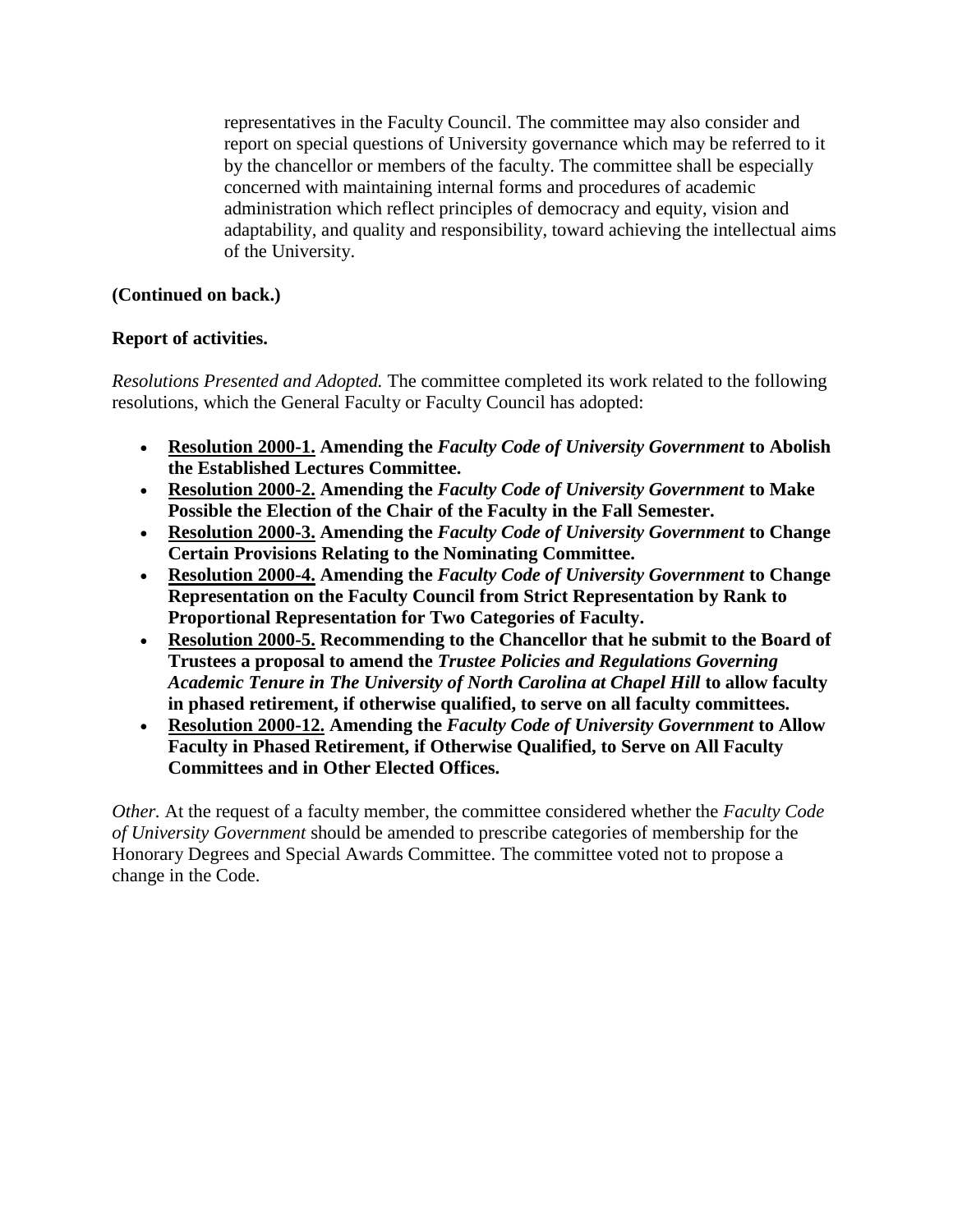representatives in the Faculty Council. The committee may also consider and report on special questions of University governance which may be referred to it by the chancellor or members of the faculty. The committee shall be especially concerned with maintaining internal forms and procedures of academic administration which reflect principles of democracy and equity, vision and adaptability, and quality and responsibility, toward achieving the intellectual aims of the University.

**(Continued on back.)**

**Report of activities.**

*Resolutions Presented and Adopted.* The committee completed its work related to the following resolutions, which the General Faculty or Faculty Council has adopted:

- **Resolution 2000-1. Amending the *Faculty Code of University Government* to Abolish the Established Lectures Committee.**
- **Resolution 2000-2. Amending the *Faculty Code of University Government* to Make Possible the Election of the Chair of the Faculty in the Fall Semester.**
- **Resolution 2000-3. Amending the *Faculty Code of University Government* to Change Certain Provisions Relating to the Nominating Committee.**
- **Resolution 2000-4. Amending the *Faculty Code of University Government* to Change Representation on the Faculty Council from Strict Representation by Rank to Proportional Representation for Two Categories of Faculty.**
- **Resolution 2000-5. Recommending to the Chancellor that he submit to the Board of Trustees a proposal to amend the *Trustee Policies and Regulations Governing Academic Tenure in The University of North Carolina at Chapel Hill* to allow faculty in phased retirement, if otherwise qualified, to serve on all faculty committees.**
- **Resolution 2000-12. Amending the *Faculty Code of University Government* to Allow Faculty in Phased Retirement, if Otherwise Qualified, to Serve on All Faculty Committees and in Other Elected Offices.**

*Other.* At the request of a faculty member, the committee considered whether the *Faculty Code of University Government* should be amended to prescribe categories of membership for the Honorary Degrees and Special Awards Committee. The committee voted not to propose a change in the Code.